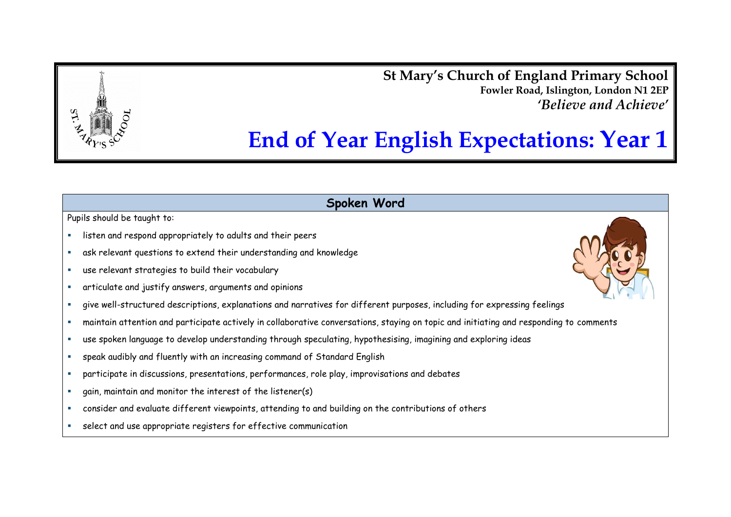**St Mary's Church of England Primary School**
**Fowler Road, Islington, London N1 2EP**
***'Believe and Achieve'***

# End of Year English Expectations: Year 1

## Spoken Word

Pupils should be taught to:

- listen and respond appropriately to adults and their peers
- ask relevant questions to extend their understanding and knowledge
- use relevant strategies to build their vocabulary
- articulate and justify answers, arguments and opinions
- give well-structured descriptions, explanations and narratives for different purposes, including for expressing feelings
- maintain attention and participate actively in collaborative conversations, staying on topic and initiating and responding to comments
- use spoken language to develop understanding through speculating, hypothesising, imagining and exploring ideas
- speak audibly and fluently with an increasing command of Standard English
- participate in discussions, presentations, performances, role play, improvisations and debates
- gain, maintain and monitor the interest of the listener(s)
- consider and evaluate different viewpoints, attending to and building on the contributions of others
- select and use appropriate registers for effective communication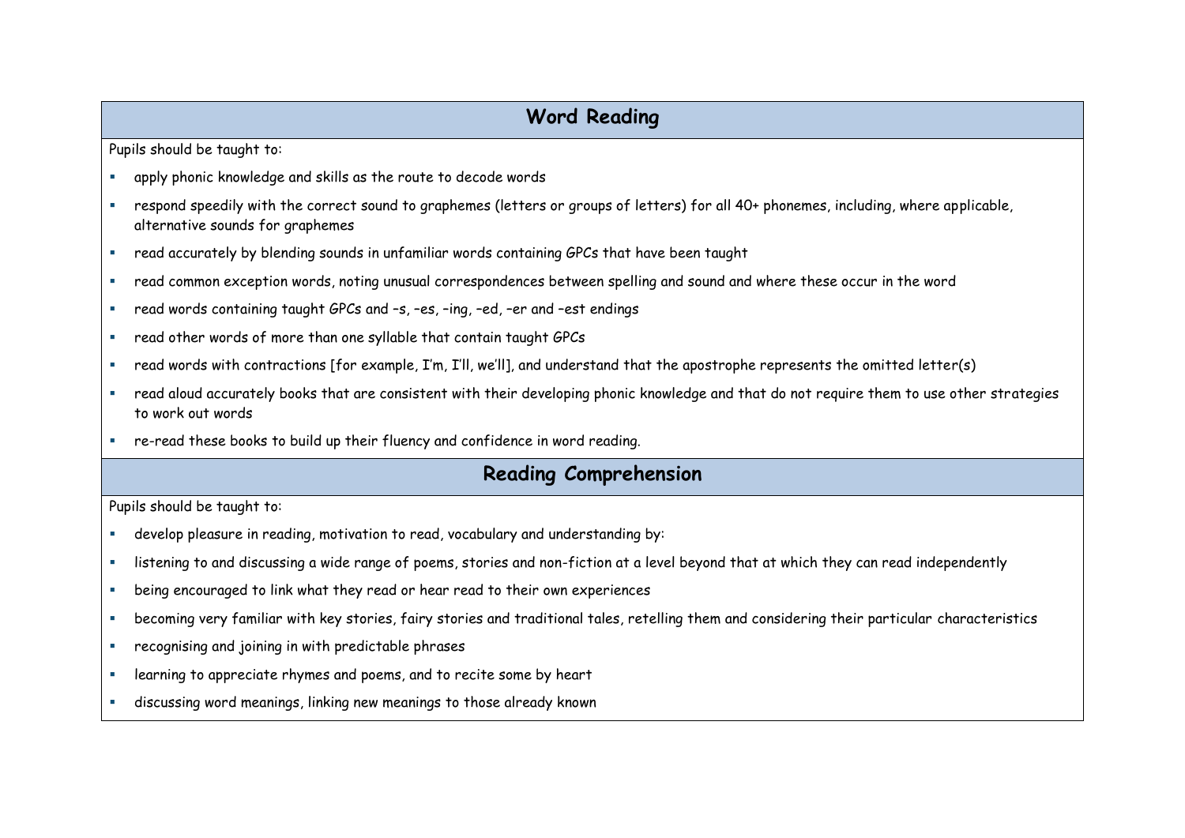## Word Reading

Pupils should be taught to:

- apply phonic knowledge and skills as the route to decode words
- respond speedily with the correct sound to graphemes (letters or groups of letters) for all 40+ phonemes, including, where applicable, alternative sounds for graphemes
- read accurately by blending sounds in unfamiliar words containing GPCs that have been taught
- read common exception words, noting unusual correspondences between spelling and sound and where these occur in the word
- read words containing taught GPCs and –s, –es, –ing, –ed, –er and –est endings
- read other words of more than one syllable that contain taught GPCs
- read words with contractions [for example, I'm, I'll, we'll], and understand that the apostrophe represents the omitted letter(s)
- read aloud accurately books that are consistent with their developing phonic knowledge and that do not require them to use other strategies to work out words
- re-read these books to build up their fluency and confidence in word reading.

## Reading Comprehension

Pupils should be taught to:

- develop pleasure in reading, motivation to read, vocabulary and understanding by:
- listening to and discussing a wide range of poems, stories and non-fiction at a level beyond that at which they can read independently
- being encouraged to link what they read or hear read to their own experiences
- becoming very familiar with key stories, fairy stories and traditional tales, retelling them and considering their particular characteristics
- recognising and joining in with predictable phrases
- learning to appreciate rhymes and poems, and to recite some by heart
- discussing word meanings, linking new meanings to those already known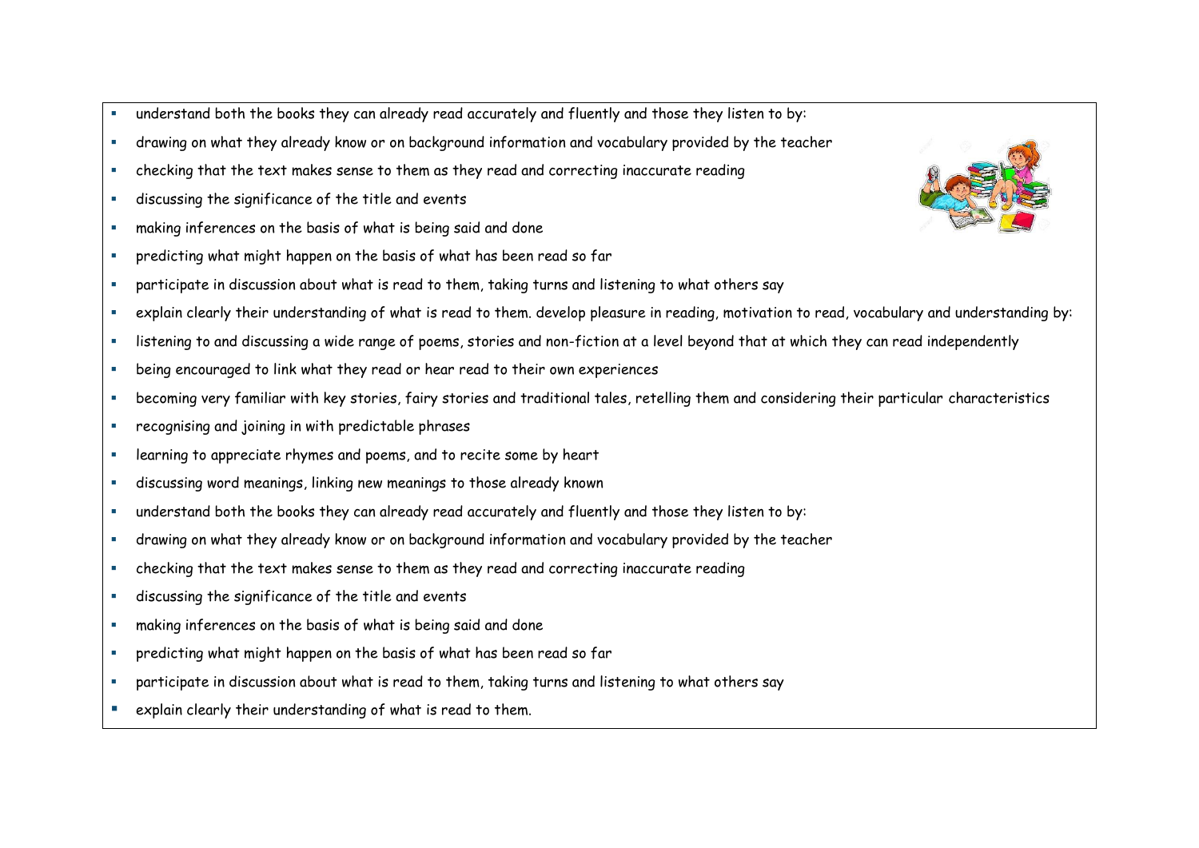- understand both the books they can already read accurately and fluently and those they listen to by:
- drawing on what they already know or on background information and vocabulary provided by the teacher
- checking that the text makes sense to them as they read and correcting inaccurate reading
- discussing the significance of the title and events
- making inferences on the basis of what is being said and done
- predicting what might happen on the basis of what has been read so far
- participate in discussion about what is read to them, taking turns and listening to what others say
- explain clearly their understanding of what is read to them. develop pleasure in reading, motivation to read, vocabulary and understanding by:
- listening to and discussing a wide range of poems, stories and non-fiction at a level beyond that at which they can read independently
- being encouraged to link what they read or hear read to their own experiences
- becoming very familiar with key stories, fairy stories and traditional tales, retelling them and considering their particular characteristics
- recognising and joining in with predictable phrases
- learning to appreciate rhymes and poems, and to recite some by heart
- discussing word meanings, linking new meanings to those already known
- understand both the books they can already read accurately and fluently and those they listen to by:
- drawing on what they already know or on background information and vocabulary provided by the teacher
- checking that the text makes sense to them as they read and correcting inaccurate reading
- discussing the significance of the title and events
- making inferences on the basis of what is being said and done
- predicting what might happen on the basis of what has been read so far
- participate in discussion about what is read to them, taking turns and listening to what others say
- explain clearly their understanding of what is read to them.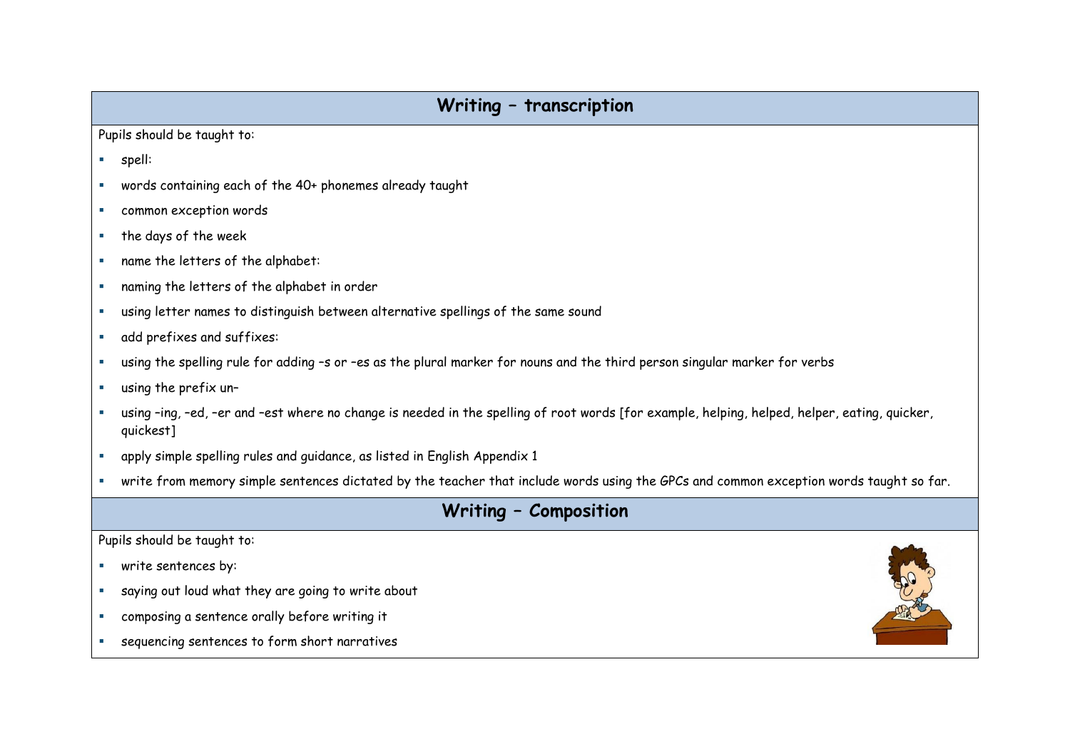## Writing – transcription

Pupils should be taught to:

- spell:
- words containing each of the 40+ phonemes already taught
- common exception words
- the days of the week
- name the letters of the alphabet:
- naming the letters of the alphabet in order
- using letter names to distinguish between alternative spellings of the same sound
- add prefixes and suffixes:
- using the spelling rule for adding –s or –es as the plural marker for nouns and the third person singular marker for verbs
- using the prefix un–
- using –ing, –ed, –er and –est where no change is needed in the spelling of root words [for example, helping, helped, helper, eating, quicker, quickest]
- apply simple spelling rules and guidance, as listed in English Appendix 1
- write from memory simple sentences dictated by the teacher that include words using the GPCs and common exception words taught so far.

## Writing – Composition

Pupils should be taught to:

- write sentences by:
- saying out loud what they are going to write about
- composing a sentence orally before writing it
- sequencing sentences to form short narratives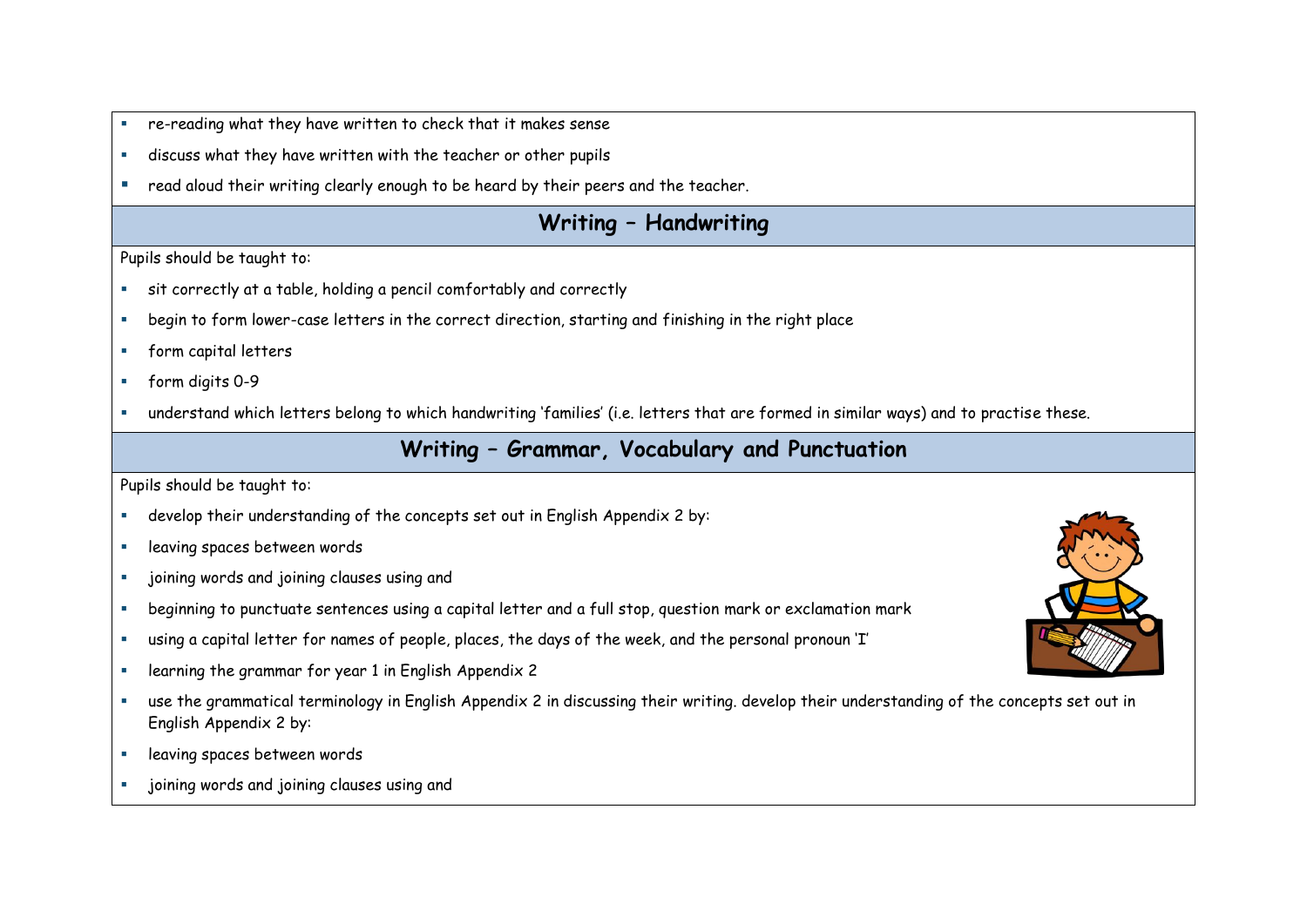- re-reading what they have written to check that it makes sense
- discuss what they have written with the teacher or other pupils
- read aloud their writing clearly enough to be heard by their peers and the teacher.

## Writing – Handwriting

Pupils should be taught to:

- sit correctly at a table, holding a pencil comfortably and correctly
- begin to form lower-case letters in the correct direction, starting and finishing in the right place
- form capital letters
- form digits 0-9
- understand which letters belong to which handwriting 'families' (i.e. letters that are formed in similar ways) and to practise these.

## Writing – Grammar, Vocabulary and Punctuation

Pupils should be taught to:

- develop their understanding of the concepts set out in English Appendix 2 by:
- leaving spaces between words
- joining words and joining clauses using and
- beginning to punctuate sentences using a capital letter and a full stop, question mark or exclamation mark
- using a capital letter for names of people, places, the days of the week, and the personal pronoun 'I'
- learning the grammar for year 1 in English Appendix 2
- use the grammatical terminology in English Appendix 2 in discussing their writing. develop their understanding of the concepts set out in English Appendix 2 by:
- leaving spaces between words
- joining words and joining clauses using and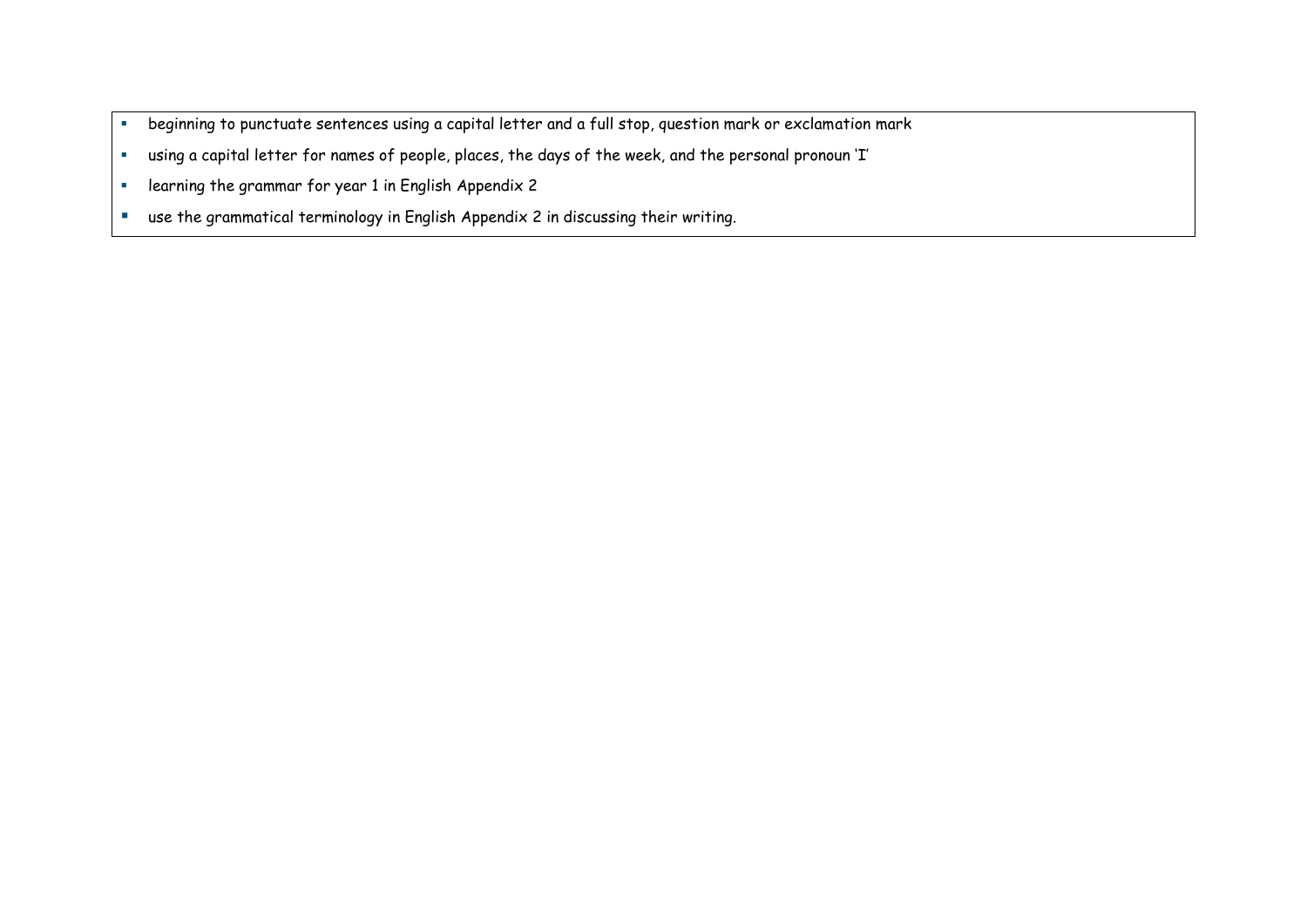- beginning to punctuate sentences using a capital letter and a full stop, question mark or exclamation mark
- using a capital letter for names of people, places, the days of the week, and the personal pronoun 'I'
- learning the grammar for year 1 in English Appendix 2
- use the grammatical terminology in English Appendix 2 in discussing their writing.